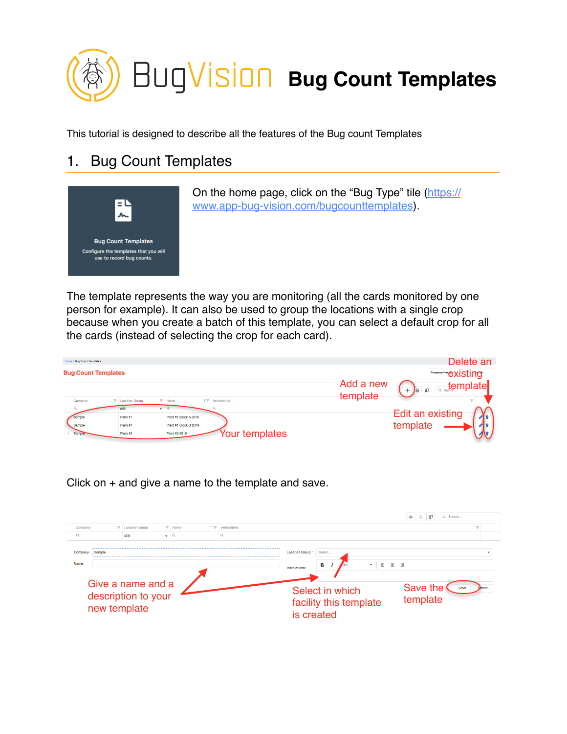# BugVision Bug Count Templates

This tutorial is designed to describe all the features of the Bug count Templates

## 1. Bug Count Templates

On the home page, click on the "Bug Type" tile (https://www.app-bug-vision.com/bugcounttemplates).

The template represents the way you are monitoring (all the cards monitored by one person for example). It can also be used to group the locations with a single crop because when you create a batch of this template, you can select a default crop for all the cards (instead of selecting the crop for each card).

Click on + and give a name to the template and save.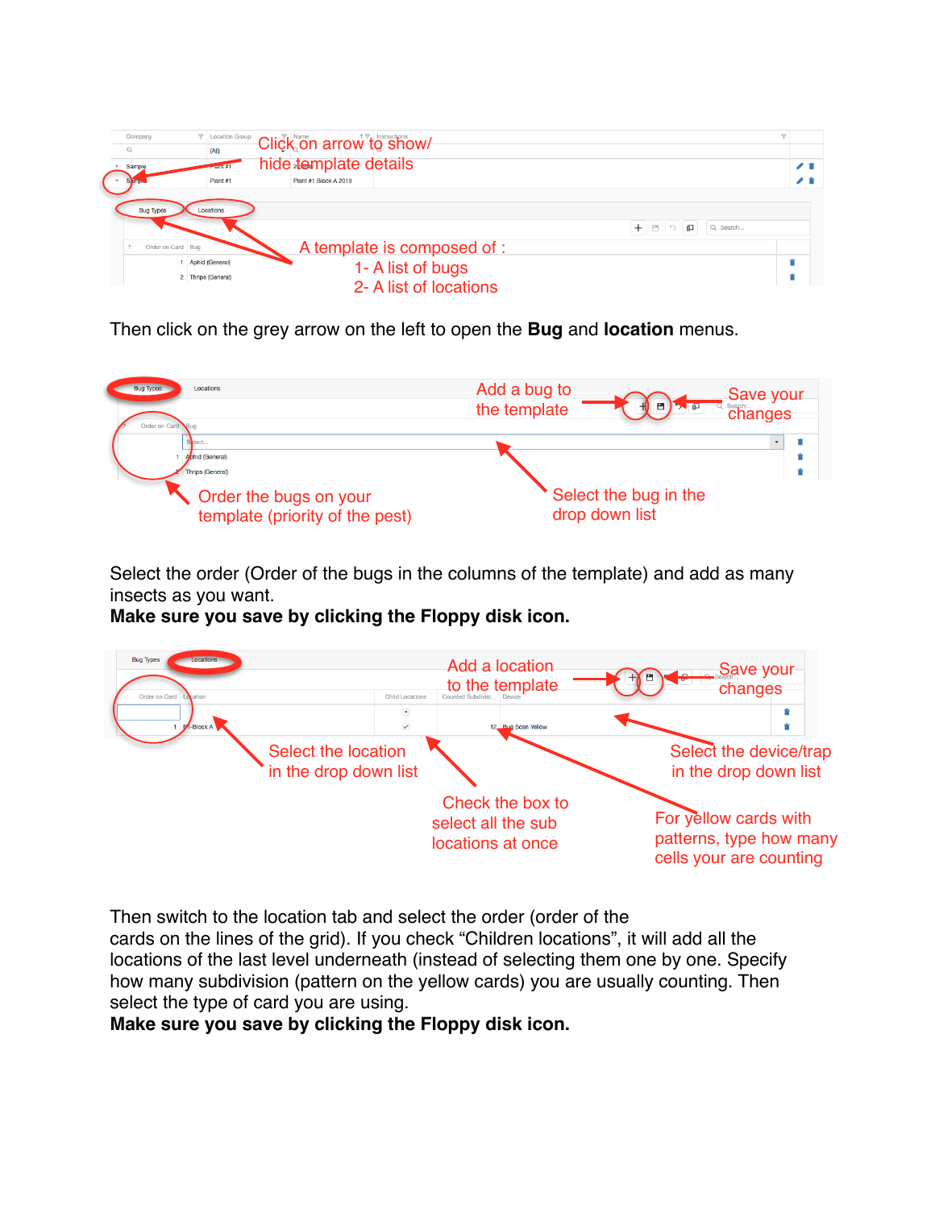Click on arrow to show/
hide template details

A template is composed of :

1- A list of bugs

2- A list of locations

Then click on the grey arrow on the left to open the **Bug** and **location** menus.

Add a bug to the template

Save your changes

Order the bugs on your template (priority of the pest)

Select the bug in the drop down list

Select the order (Order of the bugs in the columns of the template) and add as many insects as you want.
**Make sure you save by clicking the Floppy disk icon.**

Add a location to the template

Save your changes

Select the location in the drop down list

Check the box to select all the sub locations at once

Select the device/trap in the drop down list

For yellow cards with patterns, type how many cells your are counting

Then switch to the location tab and select the order (order of the cards on the lines of the grid). If you check “Children locations”, it will add all the locations of the last level underneath (instead of selecting them one by one. Specify how many subdivision (pattern on the yellow cards) you are usually counting. Then select the type of card you are using.
**Make sure you save by clicking the Floppy disk icon.**